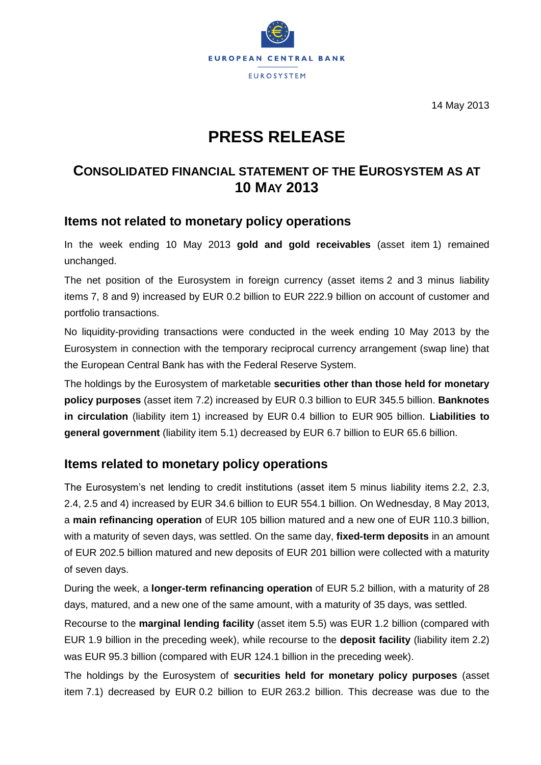EUROPEAN CENTRAL BANK

EUROSYSTEM

14 May 2013

# PRESS RELEASE

## CONSOLIDATED FINANCIAL STATEMENT OF THE EUROSYSTEM AS AT 10 MAY 2013

### Items not related to monetary policy operations

In the week ending 10 May 2013 **gold and gold receivables** (asset item 1) remained unchanged.

The net position of the Eurosystem in foreign currency (asset items 2 and 3 minus liability items 7, 8 and 9) increased by EUR 0.2 billion to EUR 222.9 billion on account of customer and portfolio transactions.

No liquidity-providing transactions were conducted in the week ending 10 May 2013 by the Eurosystem in connection with the temporary reciprocal currency arrangement (swap line) that the European Central Bank has with the Federal Reserve System.

The holdings by the Eurosystem of marketable **securities other than those held for monetary policy purposes** (asset item 7.2) increased by EUR 0.3 billion to EUR 345.5 billion. **Banknotes in circulation** (liability item 1) increased by EUR 0.4 billion to EUR 905 billion. **Liabilities to general government** (liability item 5.1) decreased by EUR 6.7 billion to EUR 65.6 billion.

### Items related to monetary policy operations

The Eurosystem's net lending to credit institutions (asset item 5 minus liability items 2.2, 2.3, 2.4, 2.5 and 4) increased by EUR 34.6 billion to EUR 554.1 billion. On Wednesday, 8 May 2013, a **main refinancing operation** of EUR 105 billion matured and a new one of EUR 110.3 billion, with a maturity of seven days, was settled. On the same day, **fixed-term deposits** in an amount of EUR 202.5 billion matured and new deposits of EUR 201 billion were collected with a maturity of seven days.

During the week, a **longer-term refinancing operation** of EUR 5.2 billion, with a maturity of 28 days, matured, and a new one of the same amount, with a maturity of 35 days, was settled.

Recourse to the **marginal lending facility** (asset item 5.5) was EUR 1.2 billion (compared with EUR 1.9 billion in the preceding week), while recourse to the **deposit facility** (liability item 2.2) was EUR 95.3 billion (compared with EUR 124.1 billion in the preceding week).

The holdings by the Eurosystem of **securities held for monetary policy purposes** (asset item 7.1) decreased by EUR 0.2 billion to EUR 263.2 billion. This decrease was due to the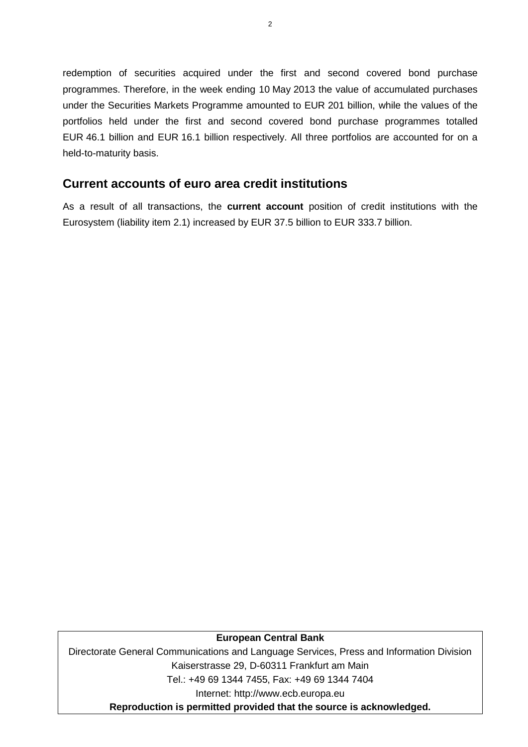redemption of securities acquired under the first and second covered bond purchase programmes. Therefore, in the week ending 10 May 2013 the value of accumulated purchases under the Securities Markets Programme amounted to EUR 201 billion, while the values of the portfolios held under the first and second covered bond purchase programmes totalled EUR 46.1 billion and EUR 16.1 billion respectively. All three portfolios are accounted for on a held-to-maturity basis.

## Current accounts of euro area credit institutions

As a result of all transactions, the **current account** position of credit institutions with the Eurosystem (liability item 2.1) increased by EUR 37.5 billion to EUR 333.7 billion.

**European Central Bank**

Directorate General Communications and Language Services, Press and Information Division

Kaiserstrasse 29, D-60311 Frankfurt am Main

Tel.: +49 69 1344 7455, Fax: +49 69 1344 7404

Internet: http://www.ecb.europa.eu

**Reproduction is permitted provided that the source is acknowledged.**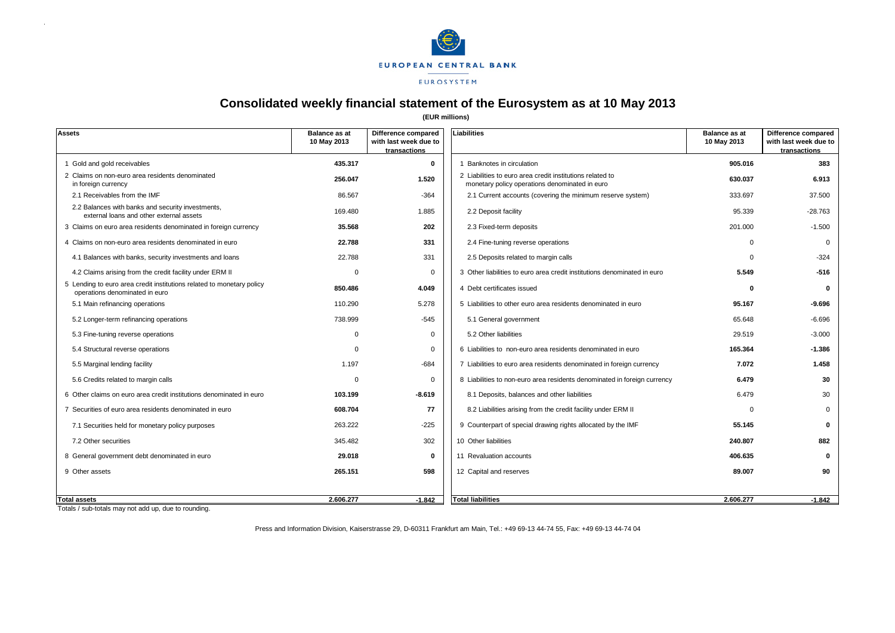EUROPEAN CENTRAL BANK

EUROSYSTEM

# Consolidated weekly financial statement of the Eurosystem as at 10 May 2013

**(EUR millions)**

| Assets | Balance as at 10 May 2013 | Difference compared with last week due to transactions | Liabilities | Balance as at 10 May 2013 | Difference compared with last week due to transactions |
|---|---|---|---|---|---|
| 1 Gold and gold receivables | **435.317** | **0** | 1 Banknotes in circulation | **905.016** | **383** |
| 2 Claims on non-euro area residents denominated in foreign currency | **256.047** | **1.520** | 2 Liabilities to euro area credit institutions related to monetary policy operations denominated in euro | **630.037** | **6.913** |
| 2.1 Receivables from the IMF | 86.567 | -364 | 2.1 Current accounts (covering the minimum reserve system) | 333.697 | 37.500 |
| 2.2 Balances with banks and security investments, external loans and other external assets | 169.480 | 1.885 | 2.2 Deposit facility | 95.339 | -28.763 |
| 3 Claims on euro area residents denominated in foreign currency | **35.568** | **202** | 2.3 Fixed-term deposits | 201.000 | -1.500 |
| 4 Claims on non-euro area residents denominated in euro | **22.788** | **331** | 2.4 Fine-tuning reverse operations | 0 | 0 |
| 4.1 Balances with banks, security investments and loans | 22.788 | 331 | 2.5 Deposits related to margin calls | 0 | -324 |
| 4.2 Claims arising from the credit facility under ERM II | 0 | 0 | 3 Other liabilities to euro area credit institutions denominated in euro | **5.549** | **-516** |
| 5 Lending to euro area credit institutions related to monetary policy operations denominated in euro | **850.486** | **4.049** | 4 Debt certificates issued | **0** | **0** |
| 5.1 Main refinancing operations | 110.290 | 5.278 | 5 Liabilities to other euro area residents denominated in euro | **95.167** | **-9.696** |
| 5.2 Longer-term refinancing operations | 738.999 | -545 | 5.1 General government | 65.648 | -6.696 |
| 5.3 Fine-tuning reverse operations | 0 | 0 | 5.2 Other liabilities | 29.519 | -3.000 |
| 5.4 Structural reverse operations | 0 | 0 | 6 Liabilities to non-euro area residents denominated in euro | **165.364** | **-1.386** |
| 5.5 Marginal lending facility | 1.197 | -684 | 7 Liabilities to euro area residents denominated in foreign currency | **7.072** | **1.458** |
| 5.6 Credits related to margin calls | 0 | 0 | 8 Liabilities to non-euro area residents denominated in foreign currency | **6.479** | **30** |
| 6 Other claims on euro area credit institutions denominated in euro | **103.199** | **-8.619** | 8.1 Deposits, balances and other liabilities | 6.479 | 30 |
| 7 Securities of euro area residents denominated in euro | **608.704** | **77** | 8.2 Liabilities arising from the credit facility under ERM II | 0 | 0 |
| 7.1 Securities held for monetary policy purposes | 263.222 | -225 | 9 Counterpart of special drawing rights allocated by the IMF | **55.145** | **0** |
| 7.2 Other securities | 345.482 | 302 | 10 Other liabilities | **240.807** | **882** |
| 8 General government debt denominated in euro | **29.018** | **0** | 11 Revaluation accounts | **406.635** | **0** |
| 9 Other assets | **265.151** | **598** | 12 Capital and reserves | **89.007** | **90** |
| **Total assets** | **2.606.277** | **-1.842** | **Total liabilities** | **2.606.277** | **-1.842** |

Totals / sub-totals may not add up, due to rounding.

Press and Information Division, Kaiserstrasse 29, D-60311 Frankfurt am Main, Tel.: +49 69-13 44-74 55, Fax: +49 69-13 44-74 04